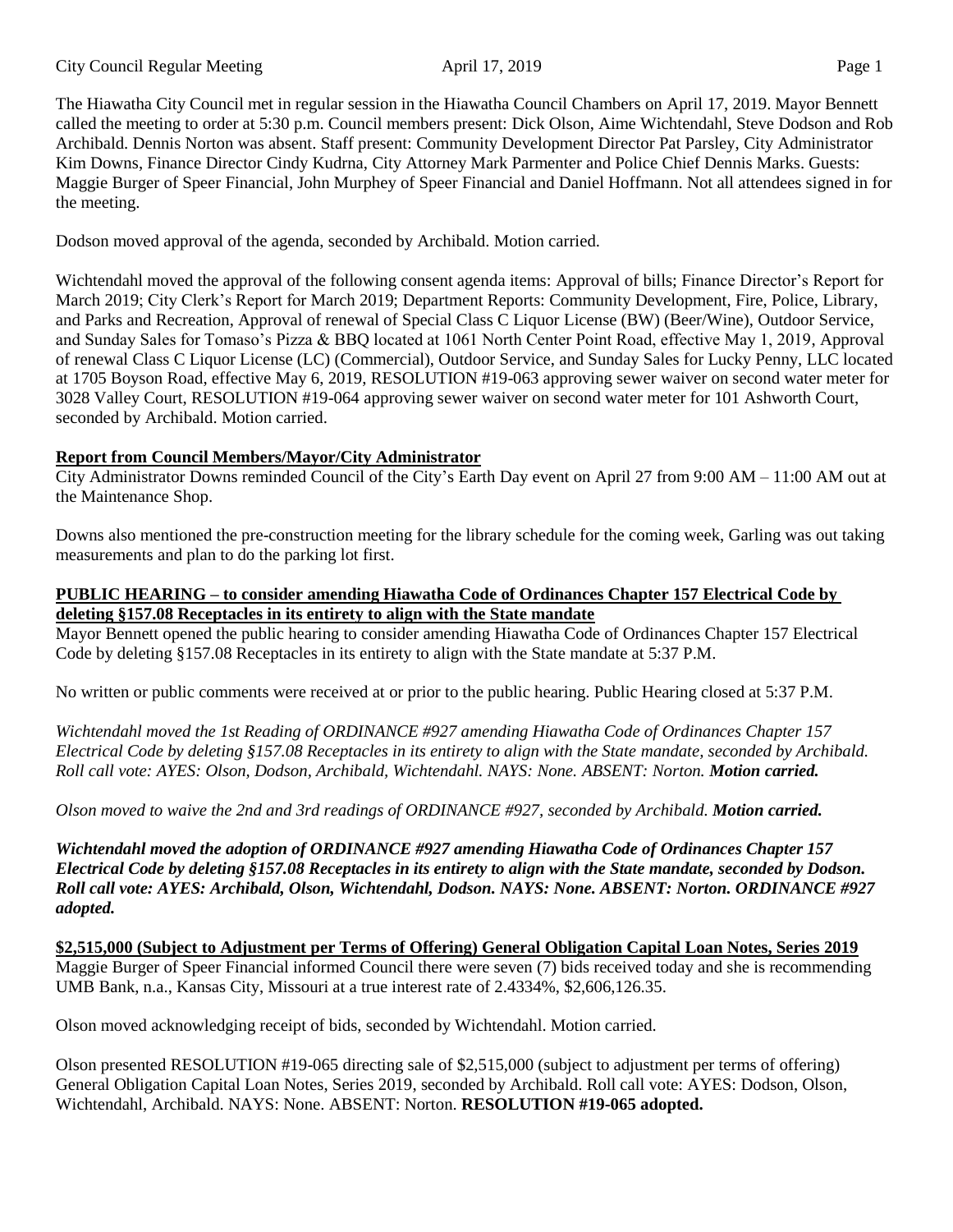The Hiawatha City Council met in regular session in the Hiawatha Council Chambers on April 17, 2019. Mayor Bennett called the meeting to order at 5:30 p.m. Council members present: Dick Olson, Aime Wichtendahl, Steve Dodson and Rob Archibald. Dennis Norton was absent. Staff present: Community Development Director Pat Parsley, City Administrator Kim Downs, Finance Director Cindy Kudrna, City Attorney Mark Parmenter and Police Chief Dennis Marks. Guests: Maggie Burger of Speer Financial, John Murphey of Speer Financial and Daniel Hoffmann. Not all attendees signed in for the meeting.

Dodson moved approval of the agenda, seconded by Archibald. Motion carried.

Wichtendahl moved the approval of the following consent agenda items: Approval of bills; Finance Director's Report for March 2019; City Clerk's Report for March 2019; Department Reports: Community Development, Fire, Police, Library, and Parks and Recreation, Approval of renewal of Special Class C Liquor License (BW) (Beer/Wine), Outdoor Service, and Sunday Sales for Tomaso's Pizza & BBQ located at 1061 North Center Point Road, effective May 1, 2019, Approval of renewal Class C Liquor License (LC) (Commercial), Outdoor Service, and Sunday Sales for Lucky Penny, LLC located at 1705 Boyson Road, effective May 6, 2019, RESOLUTION #19-063 approving sewer waiver on second water meter for 3028 Valley Court, RESOLUTION #19-064 approving sewer waiver on second water meter for 101 Ashworth Court, seconded by Archibald. Motion carried.

**Report from Council Members/Mayor/City Administrator**

City Administrator Downs reminded Council of the City's Earth Day event on April 27 from 9:00 AM – 11:00 AM out at the Maintenance Shop.

Downs also mentioned the pre-construction meeting for the library schedule for the coming week, Garling was out taking measurements and plan to do the parking lot first.

**PUBLIC HEARING – to consider amending Hiawatha Code of Ordinances Chapter 157 Electrical Code by deleting §157.08 Receptacles in its entirety to align with the State mandate**

Mayor Bennett opened the public hearing to consider amending Hiawatha Code of Ordinances Chapter 157 Electrical Code by deleting §157.08 Receptacles in its entirety to align with the State mandate at 5:37 P.M.

No written or public comments were received at or prior to the public hearing. Public Hearing closed at 5:37 P.M.

*Wichtendahl moved the 1st Reading of ORDINANCE #927 amending Hiawatha Code of Ordinances Chapter 157 Electrical Code by deleting §157.08 Receptacles in its entirety to align with the State mandate, seconded by Archibald. Roll call vote: AYES: Olson, Dodson, Archibald, Wichtendahl. NAYS: None. ABSENT: Norton.* ***Motion carried.***

*Olson moved to waive the 2nd and 3rd readings of ORDINANCE #927, seconded by Archibald.* ***Motion carried.***

***Wichtendahl moved the adoption of ORDINANCE #927 amending Hiawatha Code of Ordinances Chapter 157 Electrical Code by deleting §157.08 Receptacles in its entirety to align with the State mandate, seconded by Dodson. Roll call vote: AYES: Archibald, Olson, Wichtendahl, Dodson. NAYS: None. ABSENT: Norton. ORDINANCE #927 adopted.***

**$2,515,000 (Subject to Adjustment per Terms of Offering) General Obligation Capital Loan Notes, Series 2019**

Maggie Burger of Speer Financial informed Council there were seven (7) bids received today and she is recommending UMB Bank, n.a., Kansas City, Missouri at a true interest rate of 2.4334%, $2,606,126.35.

Olson moved acknowledging receipt of bids, seconded by Wichtendahl. Motion carried.

Olson presented RESOLUTION #19-065 directing sale of $2,515,000 (subject to adjustment per terms of offering) General Obligation Capital Loan Notes, Series 2019, seconded by Archibald. Roll call vote: AYES: Dodson, Olson, Wichtendahl, Archibald. NAYS: None. ABSENT: Norton. **RESOLUTION #19-065 adopted.**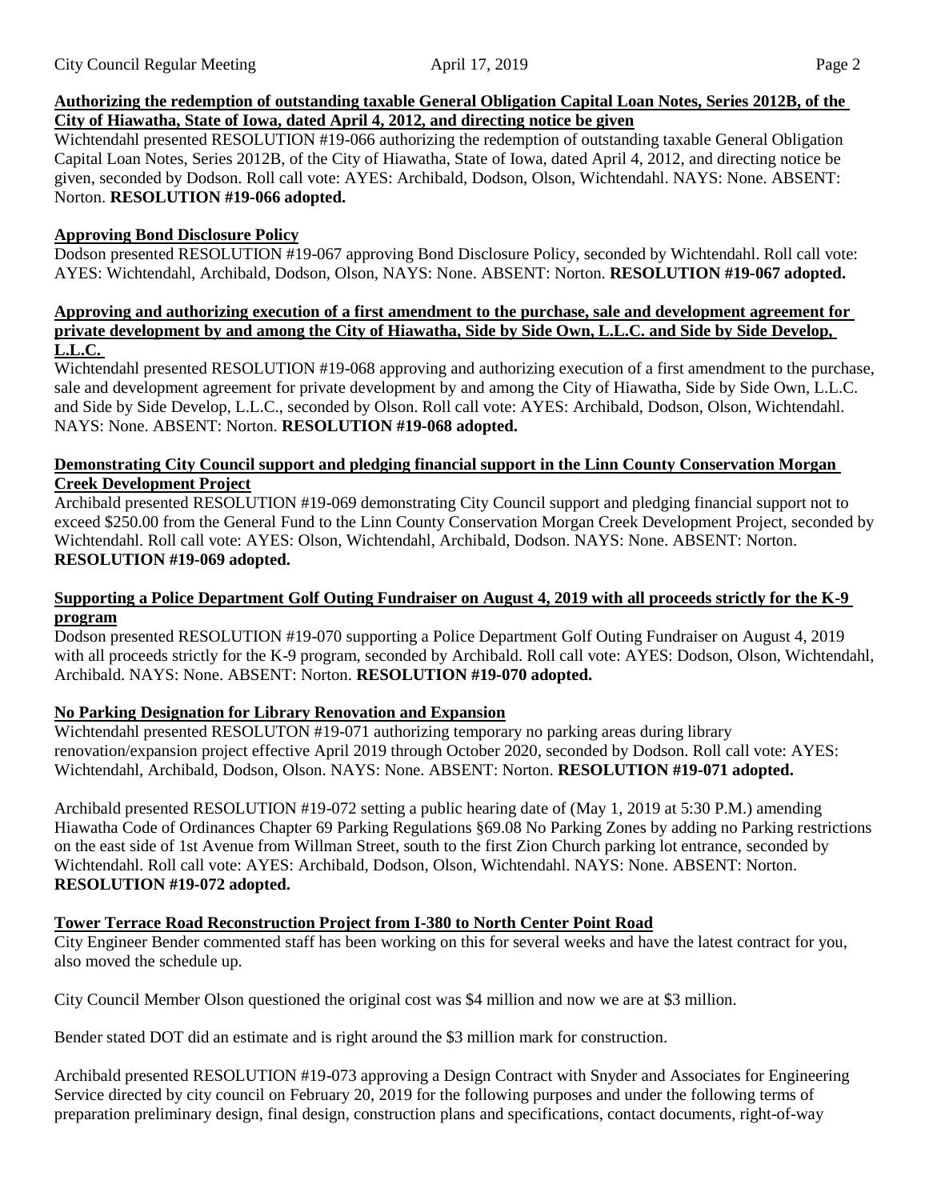**Authorizing the redemption of outstanding taxable General Obligation Capital Loan Notes, Series 2012B, of the City of Hiawatha, State of Iowa, dated April 4, 2012, and directing notice be given**

Wichtendahl presented RESOLUTION #19-066 authorizing the redemption of outstanding taxable General Obligation Capital Loan Notes, Series 2012B, of the City of Hiawatha, State of Iowa, dated April 4, 2012, and directing notice be given, seconded by Dodson. Roll call vote: AYES: Archibald, Dodson, Olson, Wichtendahl. NAYS: None. ABSENT: Norton. **RESOLUTION #19-066 adopted.**

**Approving Bond Disclosure Policy**

Dodson presented RESOLUTION #19-067 approving Bond Disclosure Policy, seconded by Wichtendahl. Roll call vote: AYES: Wichtendahl, Archibald, Dodson, Olson, NAYS: None. ABSENT: Norton. **RESOLUTION #19-067 adopted.**

**Approving and authorizing execution of a first amendment to the purchase, sale and development agreement for private development by and among the City of Hiawatha, Side by Side Own, L.L.C. and Side by Side Develop, L.L.C.**

Wichtendahl presented RESOLUTION #19-068 approving and authorizing execution of a first amendment to the purchase, sale and development agreement for private development by and among the City of Hiawatha, Side by Side Own, L.L.C. and Side by Side Develop, L.L.C., seconded by Olson. Roll call vote: AYES: Archibald, Dodson, Olson, Wichtendahl. NAYS: None. ABSENT: Norton. **RESOLUTION #19-068 adopted.**

**Demonstrating City Council support and pledging financial support in the Linn County Conservation Morgan Creek Development Project**

Archibald presented RESOLUTION #19-069 demonstrating City Council support and pledging financial support not to exceed $250.00 from the General Fund to the Linn County Conservation Morgan Creek Development Project, seconded by Wichtendahl. Roll call vote: AYES: Olson, Wichtendahl, Archibald, Dodson. NAYS: None. ABSENT: Norton. **RESOLUTION #19-069 adopted.**

**Supporting a Police Department Golf Outing Fundraiser on August 4, 2019 with all proceeds strictly for the K-9 program**

Dodson presented RESOLUTION #19-070 supporting a Police Department Golf Outing Fundraiser on August 4, 2019 with all proceeds strictly for the K-9 program, seconded by Archibald. Roll call vote: AYES: Dodson, Olson, Wichtendahl, Archibald. NAYS: None. ABSENT: Norton. **RESOLUTION #19-070 adopted.**

**No Parking Designation for Library Renovation and Expansion**

Wichtendahl presented RESOLUTON #19-071 authorizing temporary no parking areas during library renovation/expansion project effective April 2019 through October 2020, seconded by Dodson. Roll call vote: AYES: Wichtendahl, Archibald, Dodson, Olson. NAYS: None. ABSENT: Norton. **RESOLUTION #19-071 adopted.**

Archibald presented RESOLUTION #19-072 setting a public hearing date of (May 1, 2019 at 5:30 P.M.) amending Hiawatha Code of Ordinances Chapter 69 Parking Regulations §69.08 No Parking Zones by adding no Parking restrictions on the east side of 1st Avenue from Willman Street, south to the first Zion Church parking lot entrance, seconded by Wichtendahl. Roll call vote: AYES: Archibald, Dodson, Olson, Wichtendahl. NAYS: None. ABSENT: Norton. **RESOLUTION #19-072 adopted.**

**Tower Terrace Road Reconstruction Project from I-380 to North Center Point Road**

City Engineer Bender commented staff has been working on this for several weeks and have the latest contract for you, also moved the schedule up.

City Council Member Olson questioned the original cost was $4 million and now we are at $3 million.

Bender stated DOT did an estimate and is right around the $3 million mark for construction.

Archibald presented RESOLUTION #19-073 approving a Design Contract with Snyder and Associates for Engineering Service directed by city council on February 20, 2019 for the following purposes and under the following terms of preparation preliminary design, final design, construction plans and specifications, contact documents, right-of-way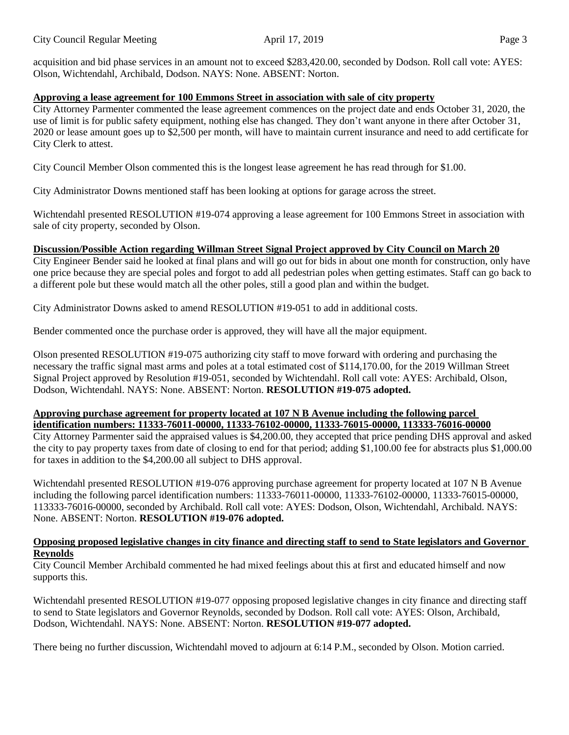acquisition and bid phase services in an amount not to exceed $283,420.00, seconded by Dodson. Roll call vote: AYES: Olson, Wichtendahl, Archibald, Dodson. NAYS: None. ABSENT: Norton.

**Approving a lease agreement for 100 Emmons Street in association with sale of city property**

City Attorney Parmenter commented the lease agreement commences on the project date and ends October 31, 2020, the use of limit is for public safety equipment, nothing else has changed. They don't want anyone in there after October 31, 2020 or lease amount goes up to $2,500 per month, will have to maintain current insurance and need to add certificate for City Clerk to attest.

City Council Member Olson commented this is the longest lease agreement he has read through for $1.00.

City Administrator Downs mentioned staff has been looking at options for garage across the street.

Wichtendahl presented RESOLUTION #19-074 approving a lease agreement for 100 Emmons Street in association with sale of city property, seconded by Olson.

**Discussion/Possible Action regarding Willman Street Signal Project approved by City Council on March 20**

City Engineer Bender said he looked at final plans and will go out for bids in about one month for construction, only have one price because they are special poles and forgot to add all pedestrian poles when getting estimates. Staff can go back to a different pole but these would match all the other poles, still a good plan and within the budget.

City Administrator Downs asked to amend RESOLUTION #19-051 to add in additional costs.

Bender commented once the purchase order is approved, they will have all the major equipment.

Olson presented RESOLUTION #19-075 authorizing city staff to move forward with ordering and purchasing the necessary the traffic signal mast arms and poles at a total estimated cost of $114,170.00, for the 2019 Willman Street Signal Project approved by Resolution #19-051, seconded by Wichtendahl. Roll call vote: AYES: Archibald, Olson, Dodson, Wichtendahl. NAYS: None. ABSENT: Norton. **RESOLUTION #19-075 adopted.**

**Approving purchase agreement for property located at 107 N B Avenue including the following parcel identification numbers: 11333-76011-00000, 11333-76102-00000, 11333-76015-00000, 113333-76016-00000**

City Attorney Parmenter said the appraised values is $4,200.00, they accepted that price pending DHS approval and asked the city to pay property taxes from date of closing to end for that period; adding $1,100.00 fee for abstracts plus $1,000.00 for taxes in addition to the $4,200.00 all subject to DHS approval.

Wichtendahl presented RESOLUTION #19-076 approving purchase agreement for property located at 107 N B Avenue including the following parcel identification numbers: 11333-76011-00000, 11333-76102-00000, 11333-76015-00000, 113333-76016-00000, seconded by Archibald. Roll call vote: AYES: Dodson, Olson, Wichtendahl, Archibald. NAYS: None. ABSENT: Norton. **RESOLUTION #19-076 adopted.**

**Opposing proposed legislative changes in city finance and directing staff to send to State legislators and Governor Reynolds**

City Council Member Archibald commented he had mixed feelings about this at first and educated himself and now supports this.

Wichtendahl presented RESOLUTION #19-077 opposing proposed legislative changes in city finance and directing staff to send to State legislators and Governor Reynolds, seconded by Dodson. Roll call vote: AYES: Olson, Archibald, Dodson, Wichtendahl. NAYS: None. ABSENT: Norton. **RESOLUTION #19-077 adopted.**

There being no further discussion, Wichtendahl moved to adjourn at 6:14 P.M., seconded by Olson. Motion carried.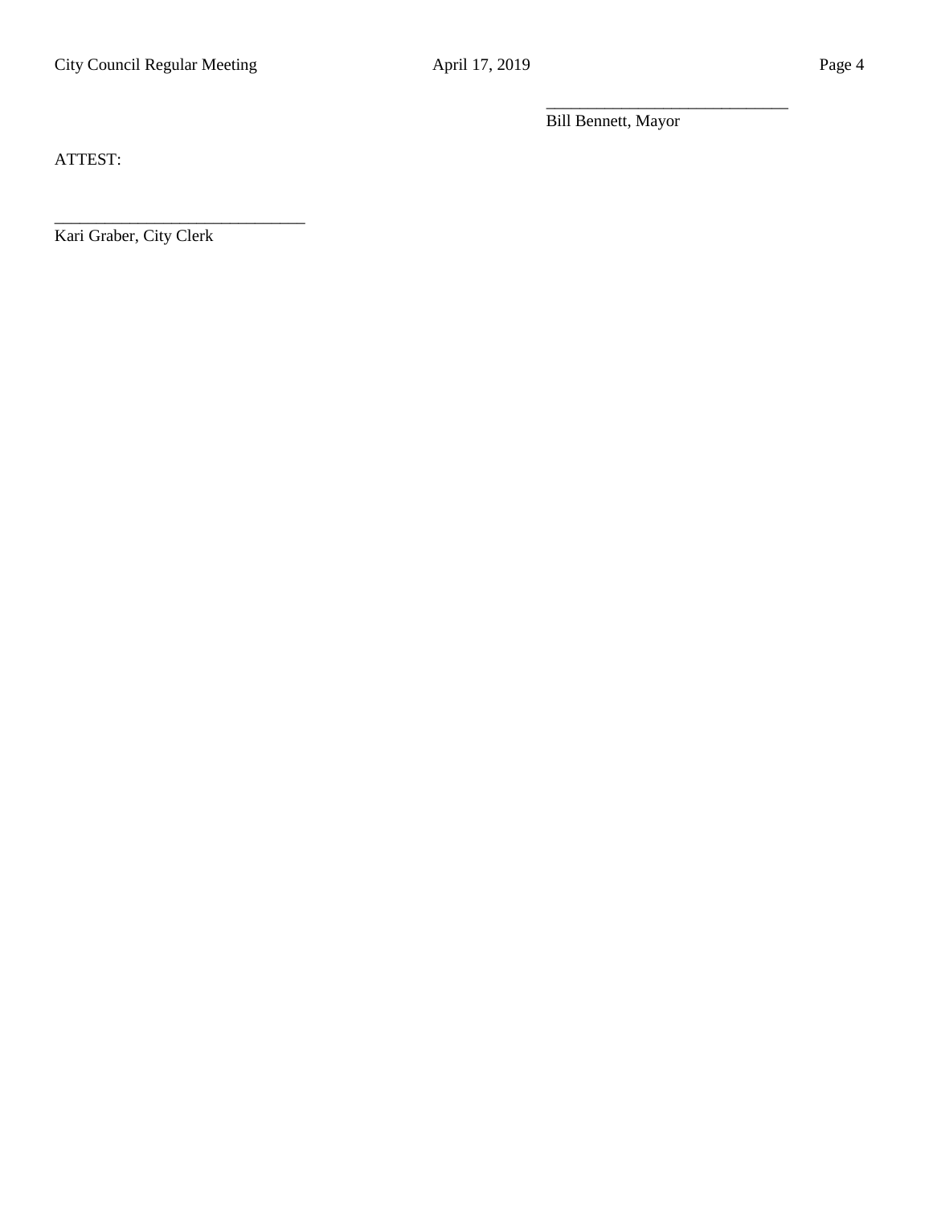______________________________
Bill Bennett, Mayor

ATTEST:

______________________________
Kari Graber, City Clerk